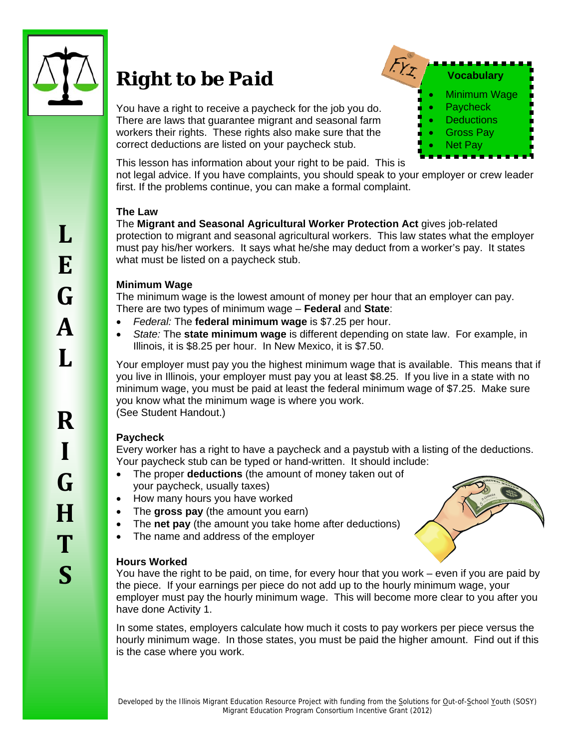# Right to be Paid

**Vocabulary**

- Minimum Wage
- Paycheck
- Deductions
- Gross Pay
- Net Pay

You have a right to receive a paycheck for the job you do. There are laws that guarantee migrant and seasonal farm workers their rights. These rights also make sure that the correct deductions are listed on your paycheck stub.

This lesson has information about your right to be paid. This is not legal advice. If you have complaints, you should speak to your employer or crew leader first. If the problems continue, you can make a formal complaint.

### The Law

The **Migrant and Seasonal Agricultural Worker Protection Act** gives job-related protection to migrant and seasonal agricultural workers. This law states what the employer must pay his/her workers. It says what he/she may deduct from a worker's pay. It states what must be listed on a paycheck stub.

### Minimum Wage

The minimum wage is the lowest amount of money per hour that an employer can pay. There are two types of minimum wage – **Federal** and **State**:

- *Federal:* The **federal minimum wage** is $7.25 per hour.
- *State:* The **state minimum wage** is different depending on state law. For example, in Illinois, it is $8.25 per hour. In New Mexico, it is $7.50.

Your employer must pay you the highest minimum wage that is available. This means that if you live in Illinois, your employer must pay you at least $8.25. If you live in a state with no minimum wage, you must be paid at least the federal minimum wage of $7.25. Make sure you know what the minimum wage is where you work.
(See Student Handout.)

### Paycheck

Every worker has a right to have a paycheck and a paystub with a listing of the deductions. Your paycheck stub can be typed or hand-written. It should include:

- The proper **deductions** (the amount of money taken out of your paycheck, usually taxes)
- How many hours you have worked
- The **gross pay** (the amount you earn)
- The **net pay** (the amount you take home after deductions)
- The name and address of the employer

### Hours Worked

You have the right to be paid, on time, for every hour that you work – even if you are paid by the piece. If your earnings per piece do not add up to the hourly minimum wage, your employer must pay the hourly minimum wage. This will become more clear to you after you have done Activity 1.

In some states, employers calculate how much it costs to pay workers per piece versus the hourly minimum wage. In those states, you must be paid the higher amount. Find out if this is the case where you work.

Developed by the Illinois Migrant Education Resource Project with funding from the Solutions for Out-of-School Youth (SOSY) Migrant Education Program Consortium Incentive Grant (2012)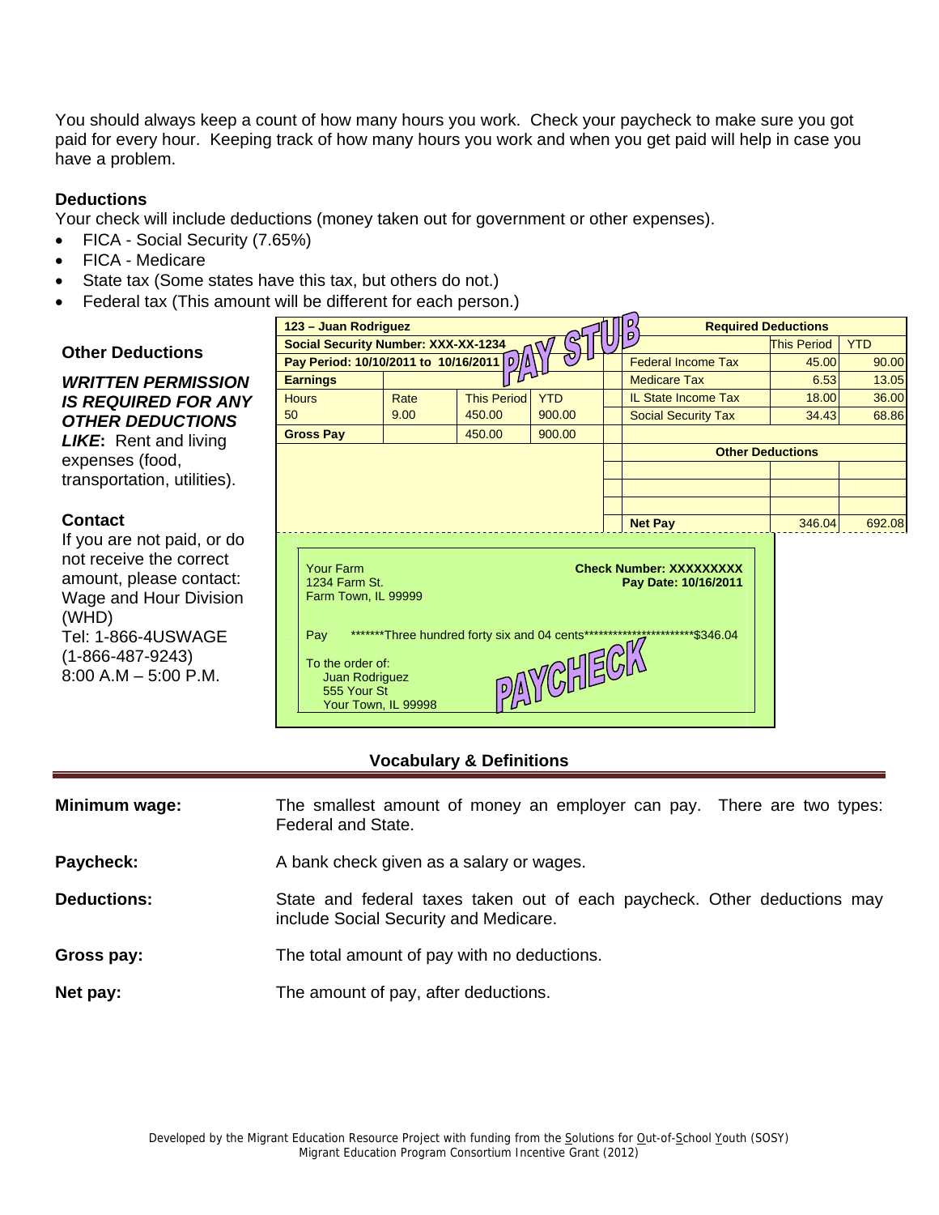You should always keep a count of how many hours you work. Check your paycheck to make sure you got paid for every hour. Keeping track of how many hours you work and when you get paid will help in case you have a problem.

### Deductions

Your check will include deductions (money taken out for government or other expenses).

- FICA - Social Security (7.65%)
- FICA - Medicare
- State tax (Some states have this tax, but others do not.)
- Federal tax (This amount will be different for each person.)

### Other Deductions

***WRITTEN PERMISSION IS REQUIRED FOR ANY OTHER DEDUCTIONS LIKE*:** Rent and living expenses (food, transportation, utilities).

### Contact

If you are not paid, or do not receive the correct amount, please contact:
Wage and Hour Division (WHD)
Tel: 1-866-4USWAGE (1-866-487-9243)
8:00 A.M – 5:00 P.M.

**PAY STUB**

| **123 – Juan Rodriguez** | | | | **Required Deductions** | | |
|---|---|---|---|---|---|---|
| **Social Security Number: XXX-XX-1234** | | | | | This Period | YTD |
| **Pay Period: 10/10/2011 to 10/16/2011** | | | | Federal Income Tax | 45.00 | 90.00 |
| **Earnings** | | | | Medicare Tax | 6.53 | 13.05 |
| Hours | Rate | This Period | YTD | IL State Income Tax | 18.00 | 36.00 |
| 50 | 9.00 | 450.00 | 900.00 | Social Security Tax | 34.43 | 68.86 |
| **Gross Pay** | | 450.00 | 900.00 | | | |
| | | | | **Other Deductions** | | |
| | | | | | | |
| | | | | | | |
| | | | | | | |
| | | | | **Net Pay** | 346.04 | 692.08 |

**PAYCHECK**

Your Farm
1234 Farm St.
Farm Town, IL 99999

**Check Number: XXXXXXXXX**
**Pay Date: 10/16/2011**

Pay \*\*\*\*\*\*\*Three hundred forty six and 04 cents\*\*\*\*\*\*\*\*\*\*\*\*\*\*\*\*\*\*\*\*\*\*\*\*$346.04

To the order of:
Juan Rodriguez
555 Your St
Your Town, IL 99998

### Vocabulary & Definitions

**Minimum wage:** The smallest amount of money an employer can pay. There are two types: Federal and State.

**Paycheck:** A bank check given as a salary or wages.

**Deductions:** State and federal taxes taken out of each paycheck. Other deductions may include Social Security and Medicare.

**Gross pay:** The total amount of pay with no deductions.

**Net pay:** The amount of pay, after deductions.

Developed by the Migrant Education Resource Project with funding from the Solutions for Out-of-School Youth (SOSY) Migrant Education Program Consortium Incentive Grant (2012)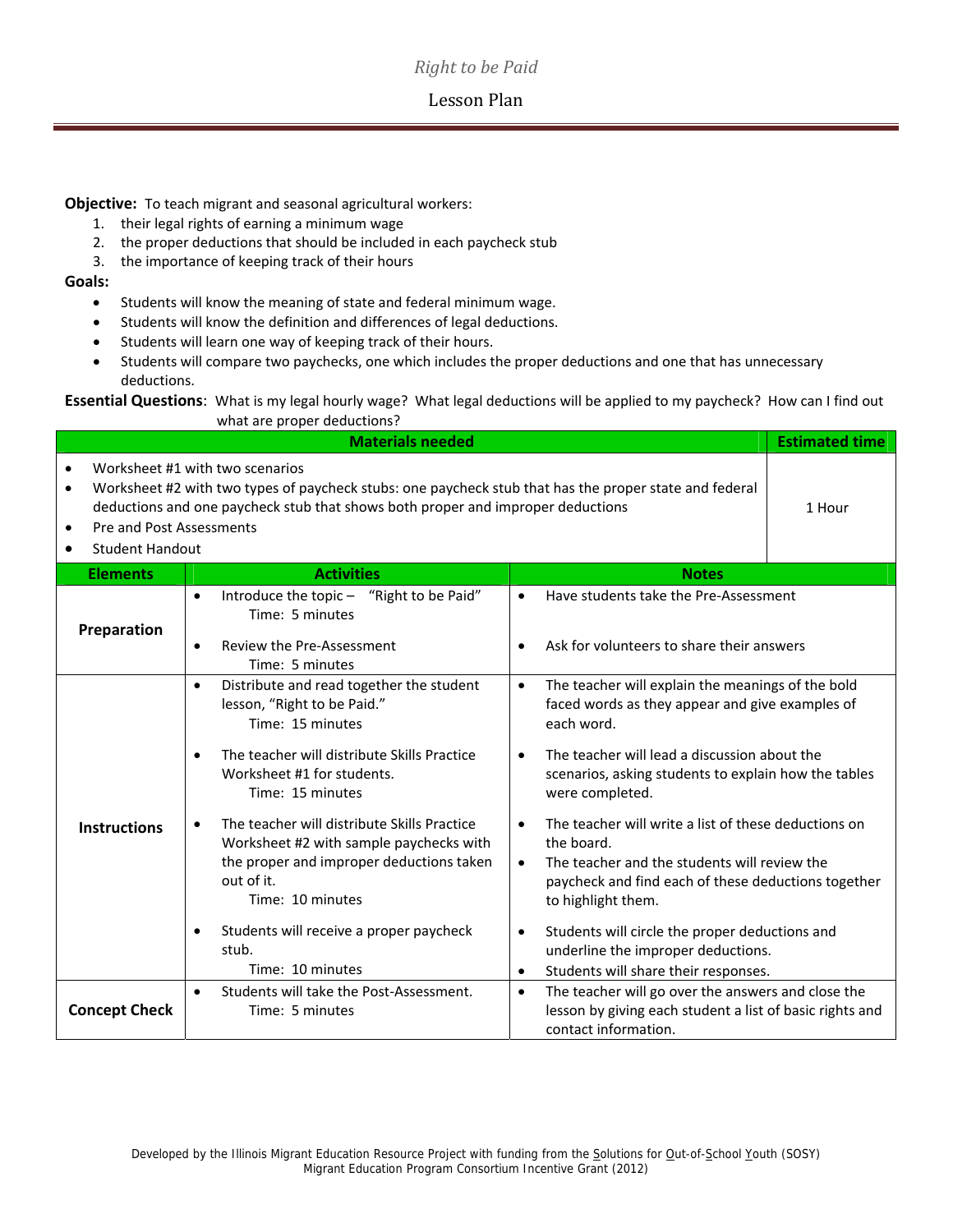*Right to be Paid*

# Lesson Plan

**Objective:** To teach migrant and seasonal agricultural workers:

1. their legal rights of earning a minimum wage
2. the proper deductions that should be included in each paycheck stub
3. the importance of keeping track of their hours

**Goals:**

- Students will know the meaning of state and federal minimum wage.
- Students will know the definition and differences of legal deductions.
- Students will learn one way of keeping track of their hours.
- Students will compare two paychecks, one which includes the proper deductions and one that has unnecessary deductions.

**Essential Questions**: What is my legal hourly wage? What legal deductions will be applied to my paycheck? How can I find out what are proper deductions?

| Materials needed | Estimated time |
|---|---|
| • Worksheet #1 with two scenarios<br>• Worksheet #2 with two types of paycheck stubs: one paycheck stub that has the proper state and federal deductions and one paycheck stub that shows both proper and improper deductions<br>• Pre and Post Assessments<br>• Student Handout | 1 Hour |

| Elements | Activities | Notes |
|---|---|---|
| **Preparation** | • Introduce the topic – "Right to be Paid" Time: 5 minutes<br><br>• Review the Pre-Assessment Time: 5 minutes | • Have students take the Pre-Assessment<br><br>• Ask for volunteers to share their answers |
| **Instructions** | • Distribute and read together the student lesson, "Right to be Paid." Time: 15 minutes<br><br>• The teacher will distribute Skills Practice Worksheet #1 for students. Time: 15 minutes<br><br>• The teacher will distribute Skills Practice Worksheet #2 with sample paychecks with the proper and improper deductions taken out of it. Time: 10 minutes<br><br>• Students will receive a proper paycheck stub. Time: 10 minutes | • The teacher will explain the meanings of the bold faced words as they appear and give examples of each word.<br><br>• The teacher will lead a discussion about the scenarios, asking students to explain how the tables were completed.<br><br>• The teacher will write a list of these deductions on the board.<br>• The teacher and the students will review the paycheck and find each of these deductions together to highlight them.<br><br>• Students will circle the proper deductions and underline the improper deductions.<br>• Students will share their responses. |
| **Concept Check** | • Students will take the Post-Assessment. Time: 5 minutes | • The teacher will go over the answers and close the lesson by giving each student a list of basic rights and contact information. |

Developed by the Illinois Migrant Education Resource Project with funding from the Solutions for Out-of-School Youth (SOSY) Migrant Education Program Consortium Incentive Grant (2012)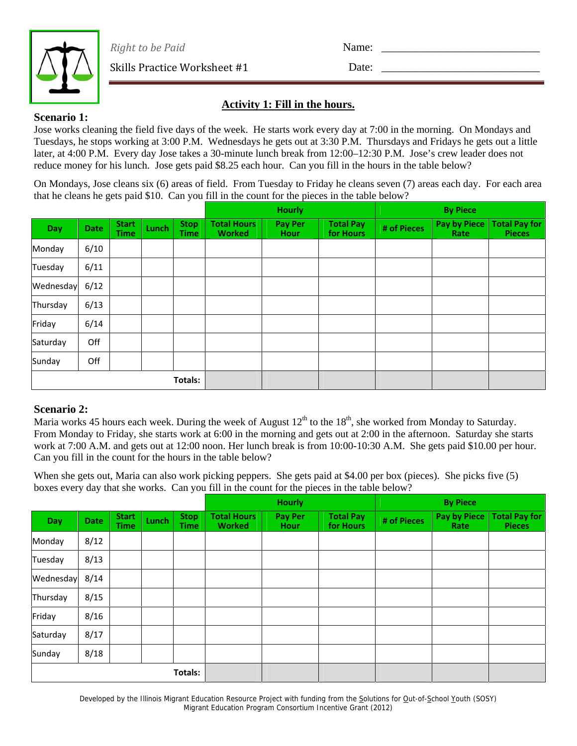*Right to be Paid*

Skills Practice Worksheet #1

Name: ____________________________

Date: ____________________________

## Activity 1: Fill in the hours.

**Scenario 1:**

Jose works cleaning the field five days of the week. He starts work every day at 7:00 in the morning. On Mondays and Tuesdays, he stops working at 3:00 P.M. Wednesdays he gets out at 3:30 P.M. Thursdays and Fridays he gets out a little later, at 4:00 P.M. Every day Jose takes a 30-minute lunch break from 12:00–12:30 P.M. Jose's crew leader does not reduce money for his lunch. Jose gets paid $8.25 each hour. Can you fill in the hours in the table below?

On Mondays, Jose cleans six (6) areas of field. From Tuesday to Friday he cleans seven (7) areas each day. For each area that he cleans he gets paid $10. Can you fill in the count for the pieces in the table below?

| | | | | | Hourly | | | By Piece | | |
|---|---|---|---|---|---|---|---|---|---|---|
| **Day** | **Date** | **Start Time** | **Lunch** | **Stop Time** | **Total Hours Worked** | **Pay Per Hour** | **Total Pay for Hours** | **# of Pieces** | **Pay by Piece Rate** | **Total Pay for Pieces** |
| Monday | 6/10 | | | | | | | | | |
| Tuesday | 6/11 | | | | | | | | | |
| Wednesday | 6/12 | | | | | | | | | |
| Thursday | 6/13 | | | | | | | | | |
| Friday | 6/14 | | | | | | | | | |
| Saturday | Off | | | | | | | | | |
| Sunday | Off | | | | | | | | | |
| | | | | **Totals:** | | | | | | |

**Scenario 2:**

Maria works 45 hours each week. During the week of August 12th to the 18th, she worked from Monday to Saturday. From Monday to Friday, she starts work at 6:00 in the morning and gets out at 2:00 in the afternoon. Saturday she starts work at 7:00 A.M. and gets out at 12:00 noon. Her lunch break is from 10:00-10:30 A.M. She gets paid $10.00 per hour. Can you fill in the count for the hours in the table below?

When she gets out, Maria can also work picking peppers. She gets paid at $4.00 per box (pieces). She picks five (5) boxes every day that she works. Can you fill in the count for the pieces in the table below?

| | | | | | Hourly | | | By Piece | | |
|---|---|---|---|---|---|---|---|---|---|---|
| **Day** | **Date** | **Start Time** | **Lunch** | **Stop Time** | **Total Hours Worked** | **Pay Per Hour** | **Total Pay for Hours** | **# of Pieces** | **Pay by Piece Rate** | **Total Pay for Pieces** |
| Monday | 8/12 | | | | | | | | | |
| Tuesday | 8/13 | | | | | | | | | |
| Wednesday | 8/14 | | | | | | | | | |
| Thursday | 8/15 | | | | | | | | | |
| Friday | 8/16 | | | | | | | | | |
| Saturday | 8/17 | | | | | | | | | |
| Sunday | 8/18 | | | | | | | | | |
| | | | | **Totals:** | | | | | | |

Developed by the Illinois Migrant Education Resource Project with funding from the Solutions for Out-of-School Youth (SOSY) Migrant Education Program Consortium Incentive Grant (2012)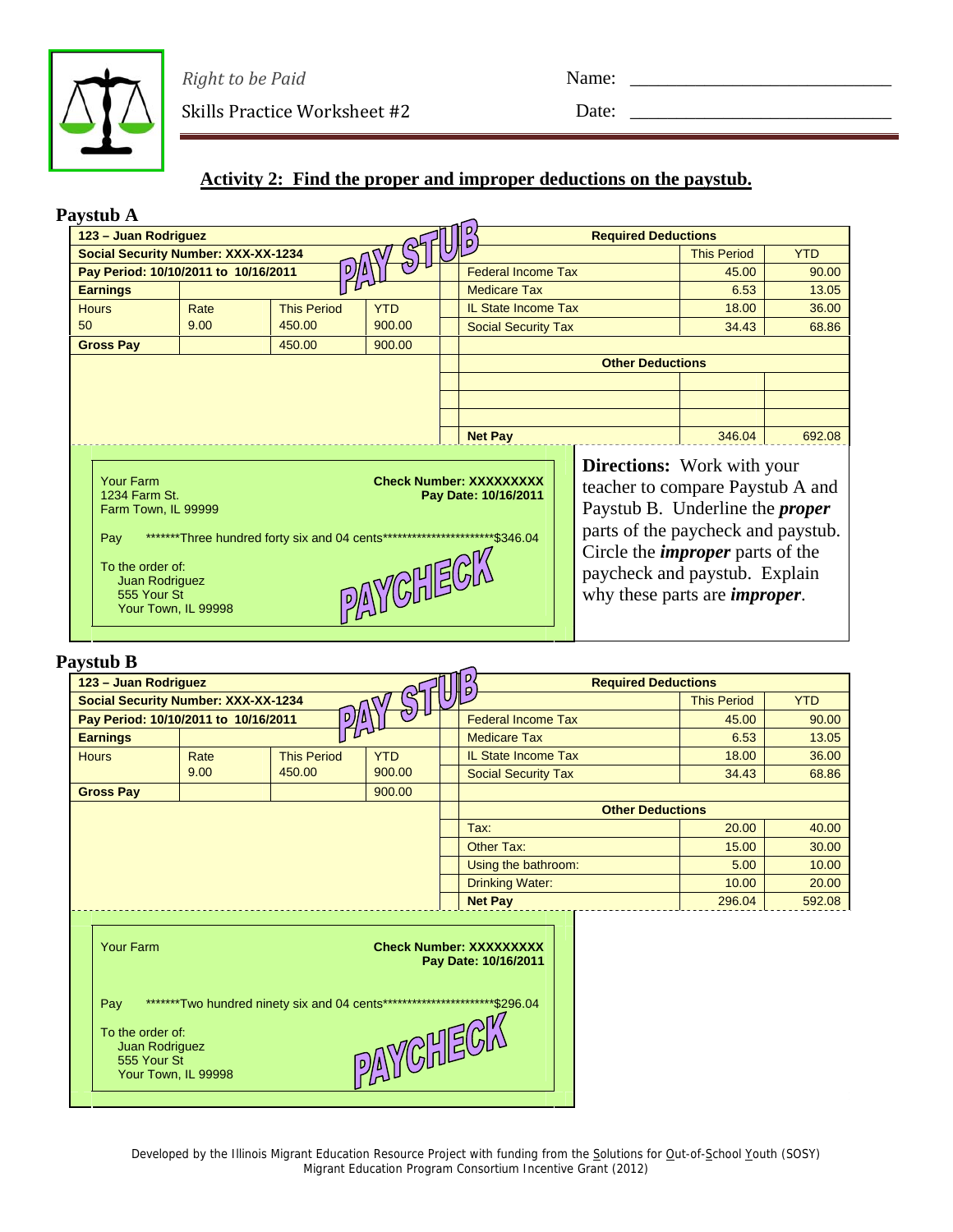*Right to be Paid*

Skills Practice Worksheet #2

Name: ______________________________

Date: ______________________________

## Activity 2: Find the proper and improper deductions on the paystub.

### Paystub A

PAY STUB

| 123 – Juan Rodriguez | | | | Required Deductions | | |
|---|---|---|---|---|---|---|
| Social Security Number: XXX-XX-1234 | | | | | This Period | YTD |
| Pay Period: 10/10/2011 to 10/16/2011 | | | | Federal Income Tax | 45.00 | 90.00 |
| Earnings | | | | Medicare Tax | 6.53 | 13.05 |
| Hours | Rate | This Period | YTD | IL State Income Tax | 18.00 | 36.00 |
| 50 | 9.00 | 450.00 | 900.00 | Social Security Tax | 34.43 | 68.86 |
| Gross Pay | | 450.00 | 900.00 | | | |
| | | | | Other Deductions | | |
| | | | | | | |
| | | | | | | |
| | | | | | | |
| | | | | Net Pay | 346.04 | 692.08 |

PAYCHECK

Your Farm
1234 Farm St.
Farm Town, IL 99999

Check Number: XXXXXXXXX
Pay Date: 10/16/2011

Pay *******Three hundred forty six and 04 cents************************$346.04

To the order of:
Juan Rodriguez
555 Your St
Your Town, IL 99998

**Directions:** Work with your teacher to compare Paystub A and Paystub B. Underline the ***proper*** parts of the paycheck and paystub. Circle the ***improper*** parts of the paycheck and paystub. Explain why these parts are ***improper***.

### Paystub B

PAY STUB

| 123 – Juan Rodriguez | | | | Required Deductions | | |
|---|---|---|---|---|---|---|
| Social Security Number: XXX-XX-1234 | | | | | This Period | YTD |
| Pay Period: 10/10/2011 to 10/16/2011 | | | | Federal Income Tax | 45.00 | 90.00 |
| Earnings | | | | Medicare Tax | 6.53 | 13.05 |
| Hours | Rate | This Period | YTD | IL State Income Tax | 18.00 | 36.00 |
| | 9.00 | 450.00 | 900.00 | Social Security Tax | 34.43 | 68.86 |
| Gross Pay | | | 900.00 | | | |
| | | | | Other Deductions | | |
| | | | | Tax: | 20.00 | 40.00 |
| | | | | Other Tax: | 15.00 | 30.00 |
| | | | | Using the bathroom: | 5.00 | 10.00 |
| | | | | Drinking Water: | 10.00 | 20.00 |
| | | | | Net Pay | 296.04 | 592.08 |

PAYCHECK

Your Farm

Check Number: XXXXXXXXX
Pay Date: 10/16/2011

Pay *******Two hundred ninety six and 04 cents************************$296.04

To the order of:
Juan Rodriguez
555 Your St
Your Town, IL 99998

Developed by the Illinois Migrant Education Resource Project with funding from the Solutions for Out-of-School Youth (SOSY) Migrant Education Program Consortium Incentive Grant (2012)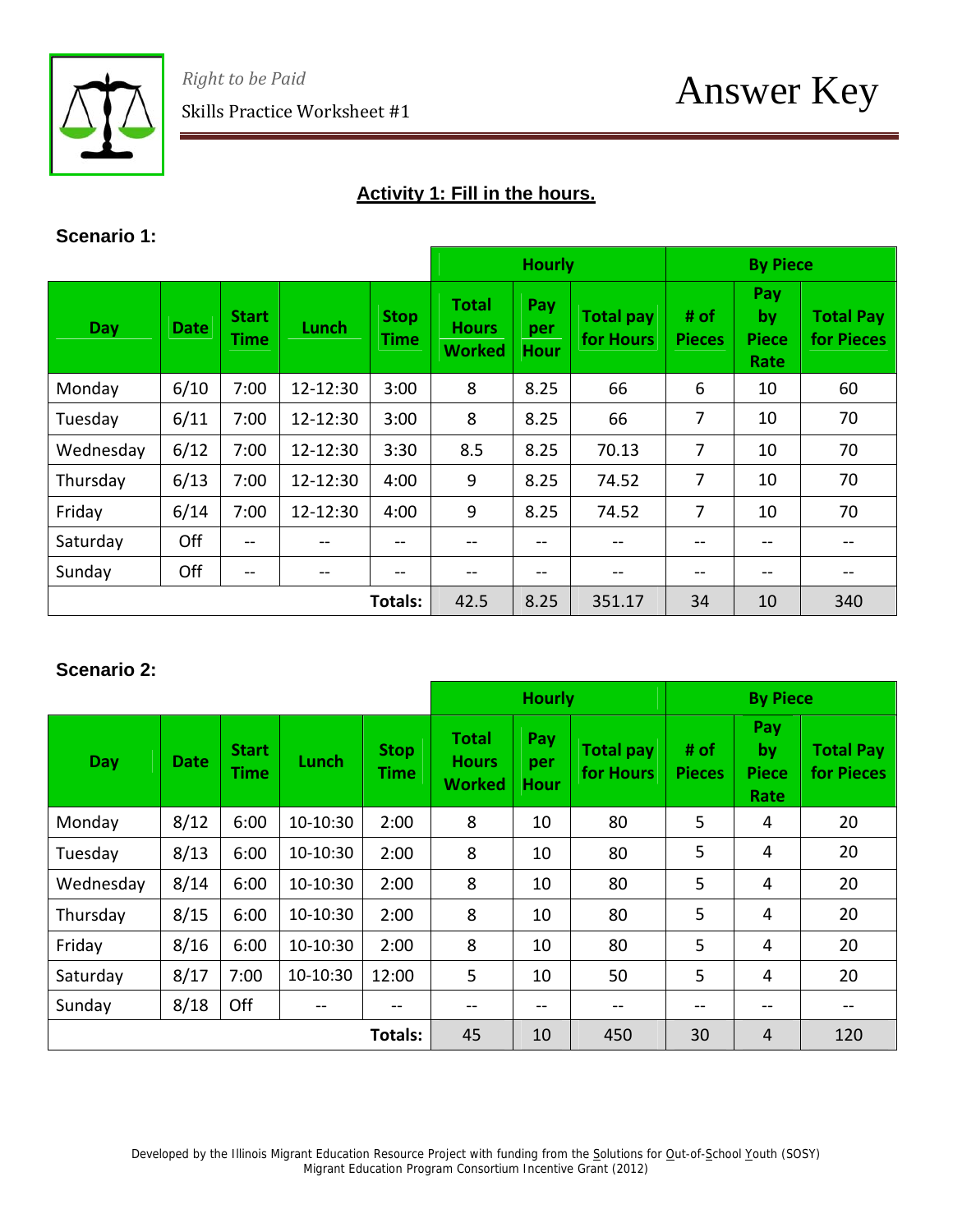*Right to be Paid*

Skills Practice Worksheet #1

# Answer Key

## Activity 1: Fill in the hours.

**Scenario 1:**

| | | | | | Hourly | | | By Piece | | |
|---|---|---|---|---|---|---|---|---|---|---|
| **Day** | **Date** | **Start Time** | **Lunch** | **Stop Time** | **Total Hours Worked** | **Pay per Hour** | **Total pay for Hours** | **# of Pieces** | **Pay by Piece Rate** | **Total Pay for Pieces** |
| Monday | 6/10 | 7:00 | 12-12:30 | 3:00 | 8 | 8.25 | 66 | 6 | 10 | 60 |
| Tuesday | 6/11 | 7:00 | 12-12:30 | 3:00 | 8 | 8.25 | 66 | 7 | 10 | 70 |
| Wednesday | 6/12 | 7:00 | 12-12:30 | 3:30 | 8.5 | 8.25 | 70.13 | 7 | 10 | 70 |
| Thursday | 6/13 | 7:00 | 12-12:30 | 4:00 | 9 | 8.25 | 74.52 | 7 | 10 | 70 |
| Friday | 6/14 | 7:00 | 12-12:30 | 4:00 | 9 | 8.25 | 74.52 | 7 | 10 | 70 |
| Saturday | Off | -- | -- | -- | -- | -- | -- | -- | -- | -- |
| Sunday | Off | -- | -- | -- | -- | -- | -- | -- | -- | -- |
| | | | | **Totals:** | 42.5 | 8.25 | 351.17 | 34 | 10 | 340 |

**Scenario 2:**

| | | | | | Hourly | | | By Piece | | |
|---|---|---|---|---|---|---|---|---|---|---|
| **Day** | **Date** | **Start Time** | **Lunch** | **Stop Time** | **Total Hours Worked** | **Pay per Hour** | **Total pay for Hours** | **# of Pieces** | **Pay by Piece Rate** | **Total Pay for Pieces** |
| Monday | 8/12 | 6:00 | 10-10:30 | 2:00 | 8 | 10 | 80 | 5 | 4 | 20 |
| Tuesday | 8/13 | 6:00 | 10-10:30 | 2:00 | 8 | 10 | 80 | 5 | 4 | 20 |
| Wednesday | 8/14 | 6:00 | 10-10:30 | 2:00 | 8 | 10 | 80 | 5 | 4 | 20 |
| Thursday | 8/15 | 6:00 | 10-10:30 | 2:00 | 8 | 10 | 80 | 5 | 4 | 20 |
| Friday | 8/16 | 6:00 | 10-10:30 | 2:00 | 8 | 10 | 80 | 5 | 4 | 20 |
| Saturday | 8/17 | 7:00 | 10-10:30 | 12:00 | 5 | 10 | 50 | 5 | 4 | 20 |
| Sunday | 8/18 | Off | -- | -- | -- | -- | -- | -- | -- | -- |
| | | | | **Totals:** | 45 | 10 | 450 | 30 | 4 | 120 |

Developed by the Illinois Migrant Education Resource Project with funding from the Solutions for Out-of-School Youth (SOSY) Migrant Education Program Consortium Incentive Grant (2012)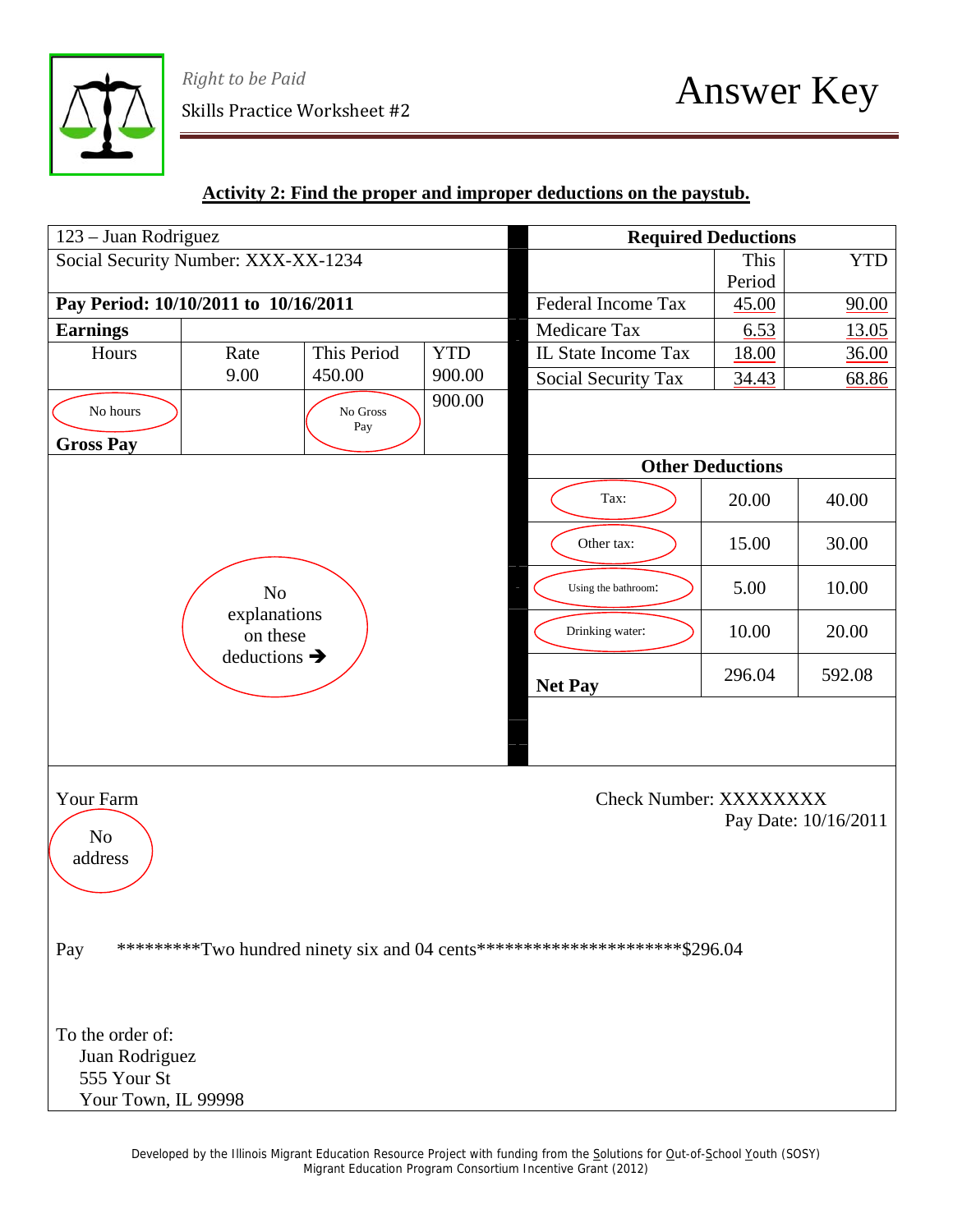*Right to be Paid*

Skills Practice Worksheet #2

# Answer Key

**Activity 2: Find the proper and improper deductions on the paystub.**

| 123 – Juan Rodriguez | | | | **Required Deductions** | | |
|---|---|---|---|---|---|---|
| Social Security Number: XXX-XX-1234 | | | | | This Period | YTD |
| **Pay Period: 10/10/2011 to 10/16/2011** | | | | Federal Income Tax | 45.00 | 90.00 |
| **Earnings** | | | | Medicare Tax | 6.53 | 13.05 |
| Hours | Rate 9.00 | This Period 450.00 | YTD 900.00 | IL State Income Tax | 18.00 | 36.00 |
| No hours | | No Gross Pay | 900.00 | Social Security Tax | 34.43 | 68.86 |
| **Gross Pay** | | | | | | |
| | | | | **Other Deductions** | | |
| No explanations on these deductions → | | | | Tax: | 20.00 | 40.00 |
| | | | | Other tax: | 15.00 | 30.00 |
| | | | | Using the bathroom: | 5.00 | 10.00 |
| | | | | Drinking water: | 10.00 | 20.00 |
| | | | | **Net Pay** | 296.04 | 592.08 |

Your Farm

No address

Check Number: XXXXXXXX

Pay Date: 10/16/2011

Pay *********Two hundred ninety six and 04 cents**********************$296.04

To the order of:
Juan Rodriguez
555 Your St
Your Town, IL 99998

Developed by the Illinois Migrant Education Resource Project with funding from the Solutions for Out-of-School Youth (SOSY) Migrant Education Program Consortium Incentive Grant (2012)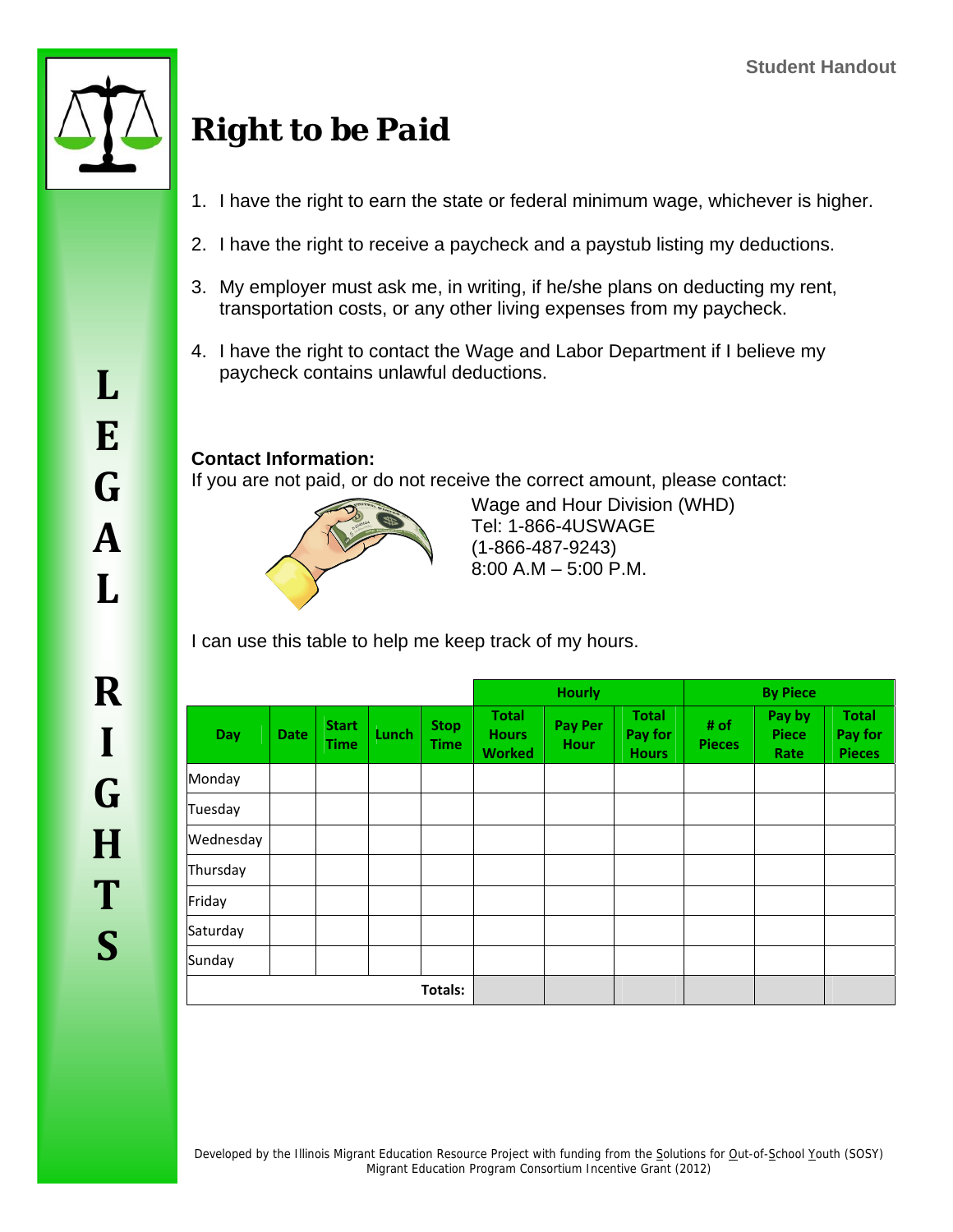Student Handout

# Right to be Paid

1. I have the right to earn the state or federal minimum wage, whichever is higher.
2. I have the right to receive a paycheck and a paystub listing my deductions.
3. My employer must ask me, in writing, if he/she plans on deducting my rent, transportation costs, or any other living expenses from my paycheck.
4. I have the right to contact the Wage and Labor Department if I believe my paycheck contains unlawful deductions.

**Contact Information:**
If you are not paid, or do not receive the correct amount, please contact:

Wage and Hour Division (WHD)
Tel: 1-866-4USWAGE
(1-866-487-9243)
8:00 A.M – 5:00 P.M.

I can use this table to help me keep track of my hours.

| | | | | | Hourly | | | By Piece | | |
|---|---|---|---|---|---|---|---|---|---|---|
| **Day** | **Date** | **Start Time** | **Lunch** | **Stop Time** | **Total Hours Worked** | **Pay Per Hour** | **Total Pay for Hours** | **# of Pieces** | **Pay by Piece Rate** | **Total Pay for Pieces** |
| Monday | | | | | | | | | | |
| Tuesday | | | | | | | | | | |
| Wednesday | | | | | | | | | | |
| Thursday | | | | | | | | | | |
| Friday | | | | | | | | | | |
| Saturday | | | | | | | | | | |
| Sunday | | | | | | | | | | |
| | | | | **Totals:** | | | | | | |

LEGAL RIGHTS

Developed by the Illinois Migrant Education Resource Project with funding from the Solutions for Out-of-School Youth (SOSY) Migrant Education Program Consortium Incentive Grant (2012)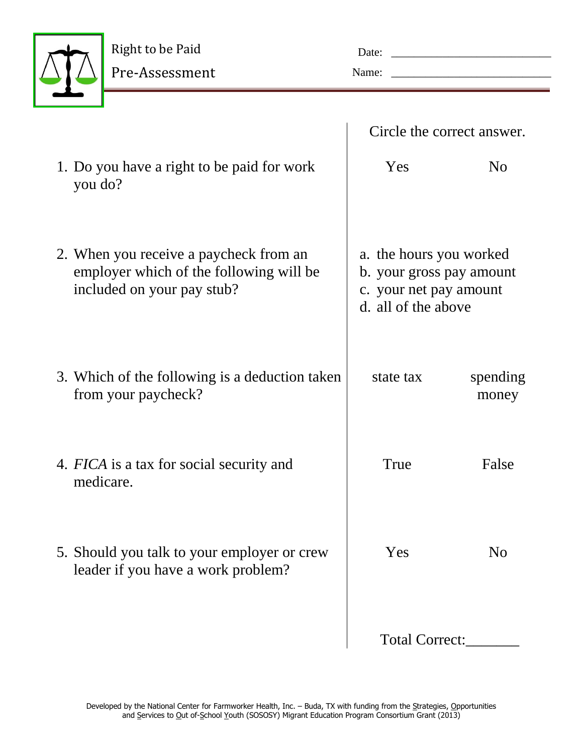# Right to be Paid

## Pre-Assessment

Date: ___________________________

Name: ___________________________

| | Circle the correct answer. | |
|---|---|---|
| 1. Do you have a right to be paid for work you do? | Yes | No |
| 2. When you receive a paycheck from an employer which of the following will be included on your pay stub? | a. the hours you worked<br>b. your gross pay amount<br>c. your net pay amount<br>d. all of the above | |
| 3. Which of the following is a deduction taken from your paycheck? | state tax | spending money |
| 4. *FICA* is a tax for social security and medicare. | True | False |
| 5. Should you talk to your employer or crew leader if you have a work problem? | Yes | No |

Total Correct:_______

Developed by the National Center for Farmworker Health, Inc. – Buda, TX with funding from the Strategies, Opportunities and Services to Out of-School Youth (SOSOSY) Migrant Education Program Consortium Grant (2013)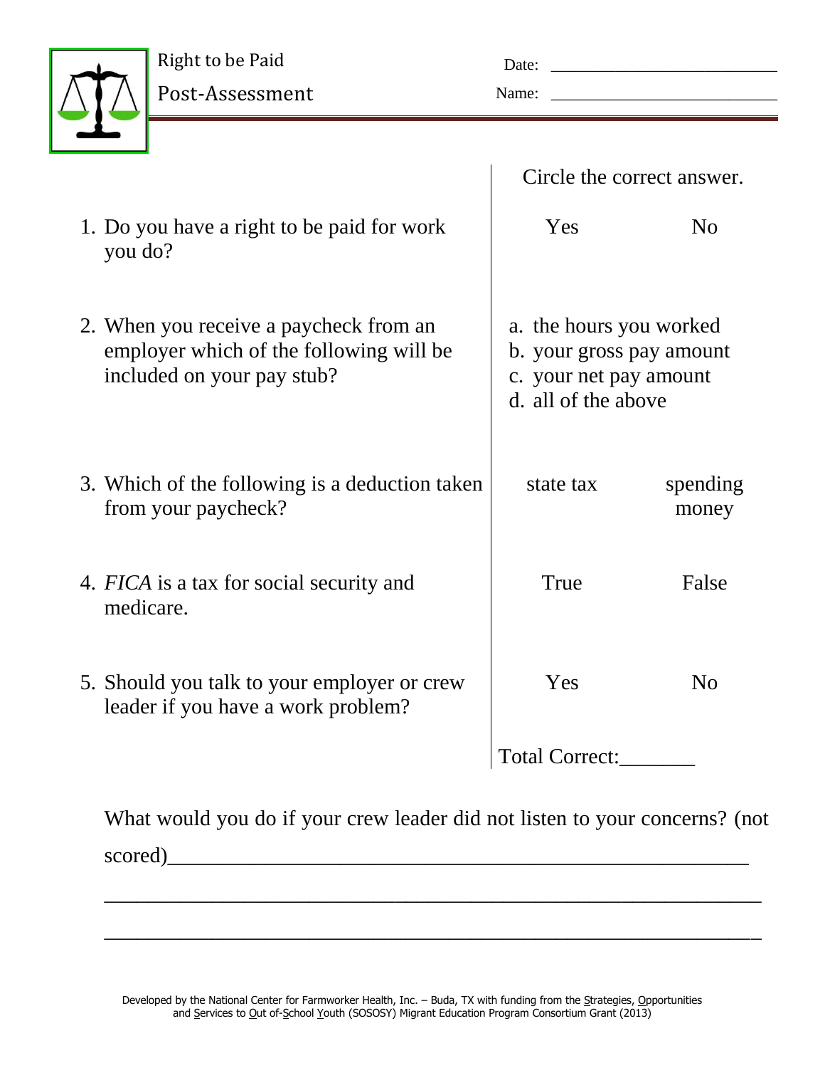Right to be Paid

Post-Assessment

Date: ___________________________

Name: ___________________________

| | Circle the correct answer. | |
|---|---|---|
| 1. Do you have a right to be paid for work you do? | Yes | No |
| 2. When you receive a paycheck from an employer which of the following will be included on your pay stub? | a. the hours you worked<br>b. your gross pay amount<br>c. your net pay amount<br>d. all of the above | |
| 3. Which of the following is a deduction taken from your paycheck? | state tax | spending money |
| 4. *FICA* is a tax for social security and medicare. | True | False |
| 5. Should you talk to your employer or crew leader if you have a work problem? | Yes | No |
| | Total Correct:_______ | |

What would you do if your crew leader did not listen to your concerns? (not scored)_________________________________________________________

_________________________________________________________________

_________________________________________________________________

Developed by the National Center for Farmworker Health, Inc. – Buda, TX with funding from the Strategies, Opportunities and Services to Out of-School Youth (SOSOSY) Migrant Education Program Consortium Grant (2013)